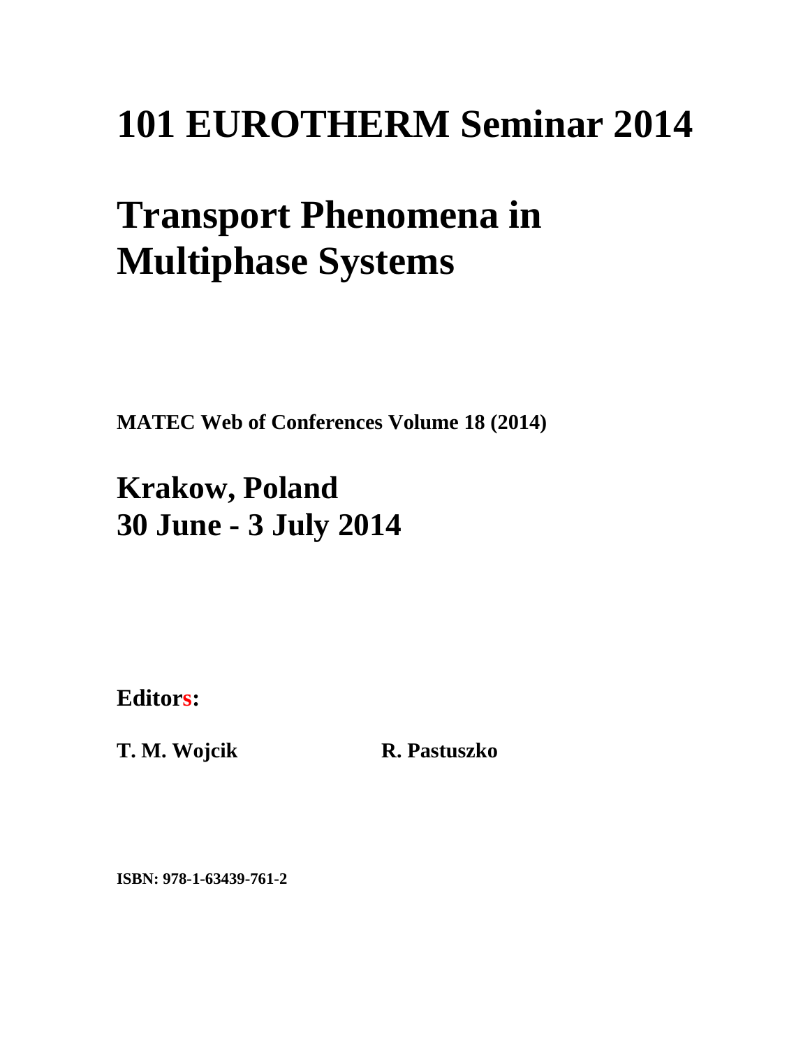# 101 EUROTHERM Seminar 2014

# Transport Phenomena in Multiphase Systems

**MATEC Web of Conferences Volume 18 (2014)**

## Krakow, Poland
## 30 June - 3 July 2014

**Editors:**

**T. M. Wojcik** **R. Pastuszko**

**ISBN: 978-1-63439-761-2**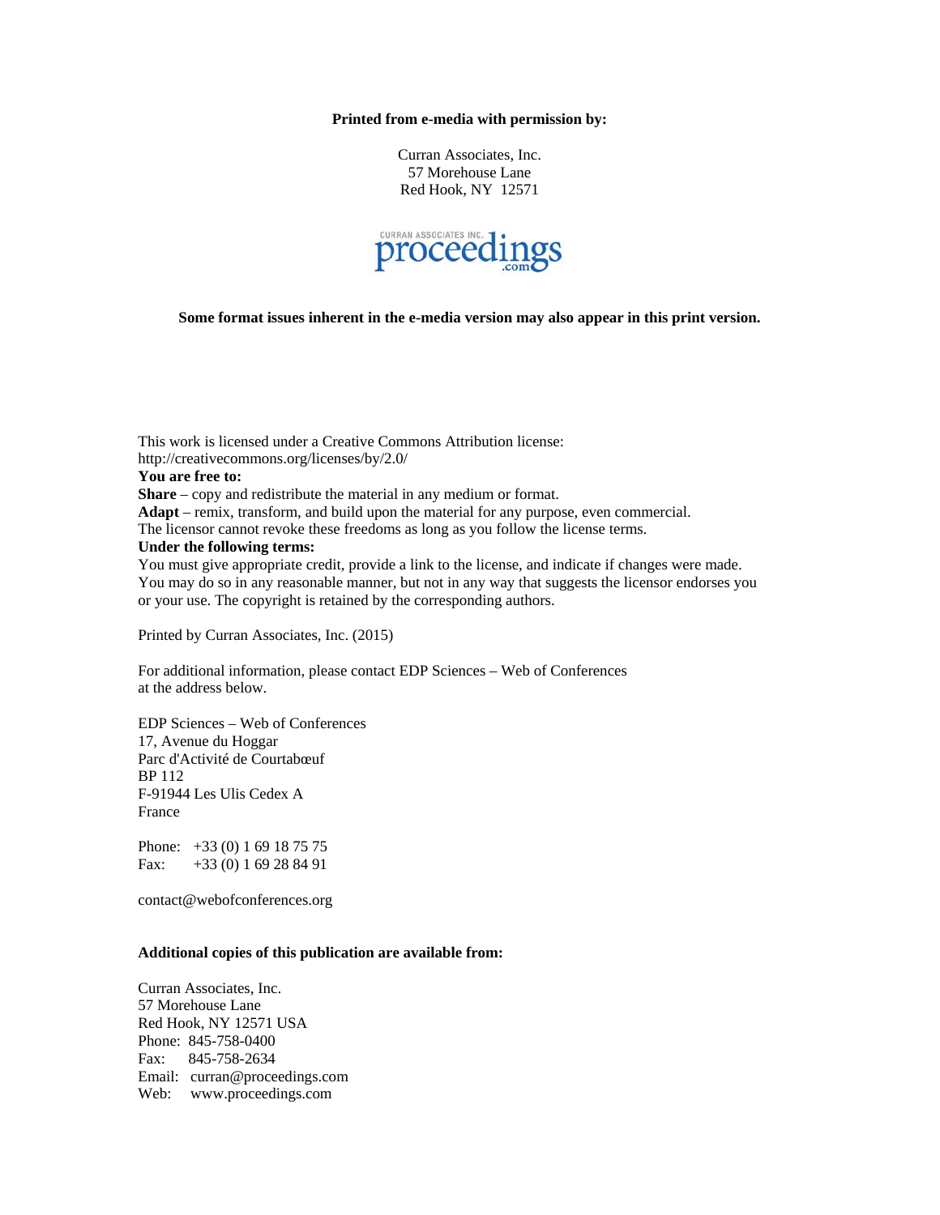**Printed from e-media with permission by:**

Curran Associates, Inc.
57 Morehouse Lane
Red Hook, NY 12571

CURRAN ASSOCIATES INC. proceedings.com

**Some format issues inherent in the e-media version may also appear in this print version.**

This work is licensed under a Creative Commons Attribution license:
http://creativecommons.org/licenses/by/2.0/

**You are free to:**

**Share** – copy and redistribute the material in any medium or format.
**Adapt** – remix, transform, and build upon the material for any purpose, even commercial.
The licensor cannot revoke these freedoms as long as you follow the license terms.

**Under the following terms:**

You must give appropriate credit, provide a link to the license, and indicate if changes were made. You may do so in any reasonable manner, but not in any way that suggests the licensor endorses you or your use. The copyright is retained by the corresponding authors.

Printed by Curran Associates, Inc. (2015)

For additional information, please contact EDP Sciences – Web of Conferences at the address below.

EDP Sciences – Web of Conferences
17, Avenue du Hoggar
Parc d'Activité de Courtabœuf
BP 112
F-91944 Les Ulis Cedex A
France

Phone: +33 (0) 1 69 18 75 75
Fax: +33 (0) 1 69 28 84 91

contact@webofconferences.org

**Additional copies of this publication are available from:**

Curran Associates, Inc.
57 Morehouse Lane
Red Hook, NY 12571 USA
Phone: 845-758-0400
Fax: 845-758-2634
Email: curran@proceedings.com
Web: www.proceedings.com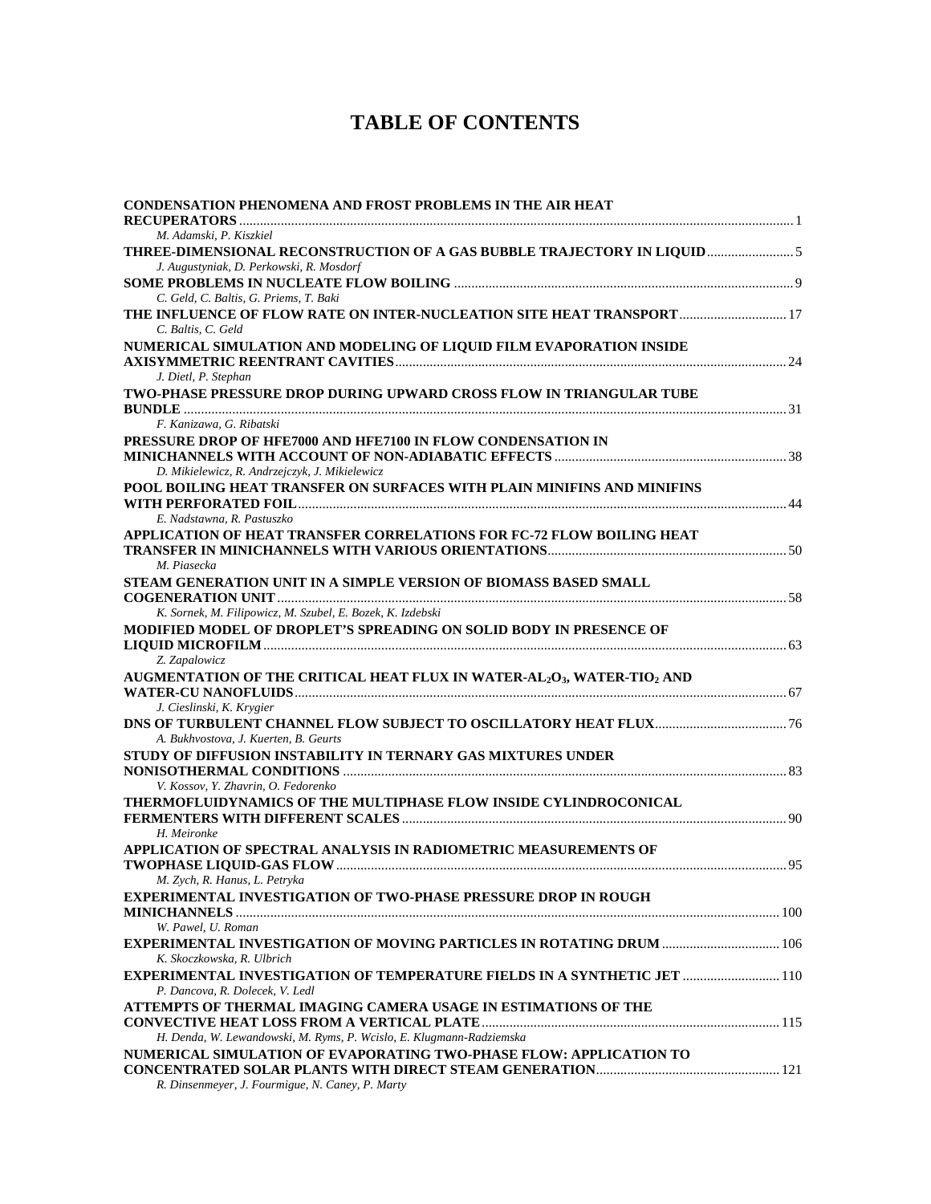# TABLE OF CONTENTS

**CONDENSATION PHENOMENA AND FROST PROBLEMS IN THE AIR HEAT RECUPERATORS** ..... 1
*M. Adamski, P. Kiszkiel*

**THREE-DIMENSIONAL RECONSTRUCTION OF A GAS BUBBLE TRAJECTORY IN LIQUID** ..... 5
*J. Augustyniak, D. Perkowski, R. Mosdorf*

**SOME PROBLEMS IN NUCLEATE FLOW BOILING** ..... 9
*C. Geld, C. Baltis, G. Priems, T. Baki*

**THE INFLUENCE OF FLOW RATE ON INTER-NUCLEATION SITE HEAT TRANSPORT** ..... 17
*C. Baltis, C. Geld*

**NUMERICAL SIMULATION AND MODELING OF LIQUID FILM EVAPORATION INSIDE AXISYMMETRIC REENTRANT CAVITIES** ..... 24
*J. Dietl, P. Stephan*

**TWO-PHASE PRESSURE DROP DURING UPWARD CROSS FLOW IN TRIANGULAR TUBE BUNDLE** ..... 31
*F. Kanizawa, G. Ribatski*

**PRESSURE DROP OF HFE7000 AND HFE7100 IN FLOW CONDENSATION IN MINICHANNELS WITH ACCOUNT OF NON-ADIABATIC EFFECTS** ..... 38
*D. Mikielewicz, R. Andrzejczyk, J. Mikielewicz*

**POOL BOILING HEAT TRANSFER ON SURFACES WITH PLAIN MINIFINS AND MINIFINS WITH PERFORATED FOIL** ..... 44
*E. Nadstawna, R. Pastuszko*

**APPLICATION OF HEAT TRANSFER CORRELATIONS FOR FC-72 FLOW BOILING HEAT TRANSFER IN MINICHANNELS WITH VARIOUS ORIENTATIONS** ..... 50
*M. Piasecka*

**STEAM GENERATION UNIT IN A SIMPLE VERSION OF BIOMASS BASED SMALL COGENERATION UNIT** ..... 58
*K. Sornek, M. Filipowicz, M. Szubel, E. Bozek, K. Izdebski*

**MODIFIED MODEL OF DROPLET'S SPREADING ON SOLID BODY IN PRESENCE OF LIQUID MICROFILM** ..... 63
*Z. Zapalowicz*

**AUGMENTATION OF THE CRITICAL HEAT FLUX IN WATER-$AL_2O_3$, WATER-$TIO_2$ AND WATER-CU NANOFLUIDS** ..... 67
*J. Cieslinski, K. Krygier*

**DNS OF TURBULENT CHANNEL FLOW SUBJECT TO OSCILLATORY HEAT FLUX** ..... 76
*A. Bukhvostova, J. Kuerten, B. Geurts*

**STUDY OF DIFFUSION INSTABILITY IN TERNARY GAS MIXTURES UNDER NONISOTHERMAL CONDITIONS** ..... 83
*V. Kossov, Y. Zhavrin, O. Fedorenko*

**THERMOFLUIDYNAMICS OF THE MULTIPHASE FLOW INSIDE CYLINDROCONICAL FERMENTERS WITH DIFFERENT SCALES** ..... 90
*H. Meironke*

**APPLICATION OF SPECTRAL ANALYSIS IN RADIOMETRIC MEASUREMENTS OF TWOPHASE LIQUID-GAS FLOW** ..... 95
*M. Zych, R. Hanus, L. Petryka*

**EXPERIMENTAL INVESTIGATION OF TWO-PHASE PRESSURE DROP IN ROUGH MINICHANNELS** ..... 100
*W. Pawel, U. Roman*

**EXPERIMENTAL INVESTIGATION OF MOVING PARTICLES IN ROTATING DRUM** ..... 106
*K. Skoczkowska, R. Ulbrich*

**EXPERIMENTAL INVESTIGATION OF TEMPERATURE FIELDS IN A SYNTHETIC JET** ..... 110
*P. Dancova, R. Dolecek, V. Ledl*

**ATTEMPTS OF THERMAL IMAGING CAMERA USAGE IN ESTIMATIONS OF THE CONVECTIVE HEAT LOSS FROM A VERTICAL PLATE** ..... 115
*H. Denda, W. Lewandowski, M. Ryms, P. Wcislo, E. Klugmann-Radziemska*

**NUMERICAL SIMULATION OF EVAPORATING TWO-PHASE FLOW: APPLICATION TO CONCENTRATED SOLAR PLANTS WITH DIRECT STEAM GENERATION** ..... 121
*R. Dinsenmeyer, J. Fourmigue, N. Caney, P. Marty*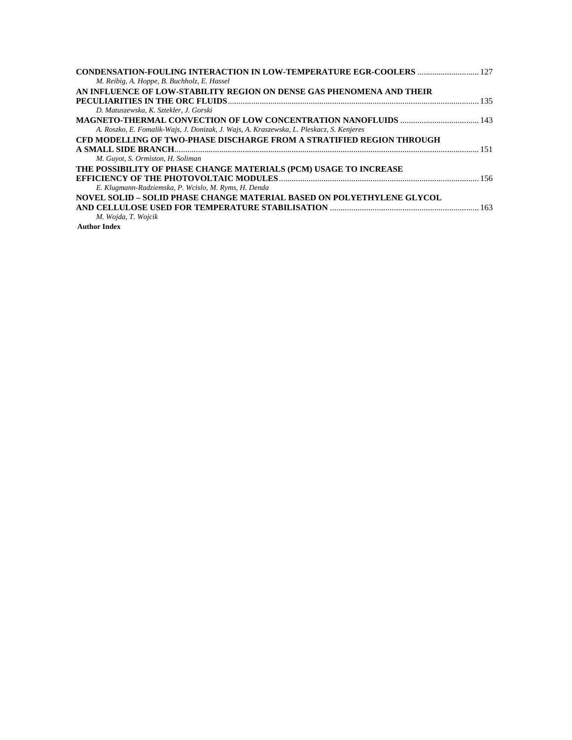**CONDENSATION-FOULING INTERACTION IN LOW-TEMPERATURE EGR-COOLERS** ............................ 127
*M. Reibig, A. Hoppe, B. Buchholz, E. Hassel*

**AN INFLUENCE OF LOW-STABILITY REGION ON DENSE GAS PHENOMENA AND THEIR PECULIARITIES IN THE ORC FLUIDS**.................................................................................................................... 135
*D. Matuszewska, K. Sztekler, J. Gorski*

**MAGNETO-THERMAL CONVECTION OF LOW CONCENTRATION NANOFLUIDS** .................................... 143
*A. Roszko, E. Fomalik-Wajs, J. Donizak, J. Wajs, A. Kraszewska, L. Pleskacz, S. Kenjeres*

**CFD MODELLING OF TWO-PHASE DISCHARGE FROM A STRATIFIED REGION THROUGH A SMALL SIDE BRANCH**............................................................................................................................................ 151
*M. Guyot, S. Ormiston, H. Soliman*

**THE POSSIBILITY OF PHASE CHANGE MATERIALS (PCM) USAGE TO INCREASE EFFICIENCY OF THE PHOTOVOLTAIC MODULES**............................................................................................ 156
*E. Klugmann-Radziemska, P. Wcislo, M. Ryms, H. Denda*

**NOVEL SOLID – SOLID PHASE CHANGE MATERIAL BASED ON POLYETHYLENE GLYCOL AND CELLULOSE USED FOR TEMPERATURE STABILISATION** .................................................................... 163
*M. Wojda, T. Wojcik*

**Author Index**